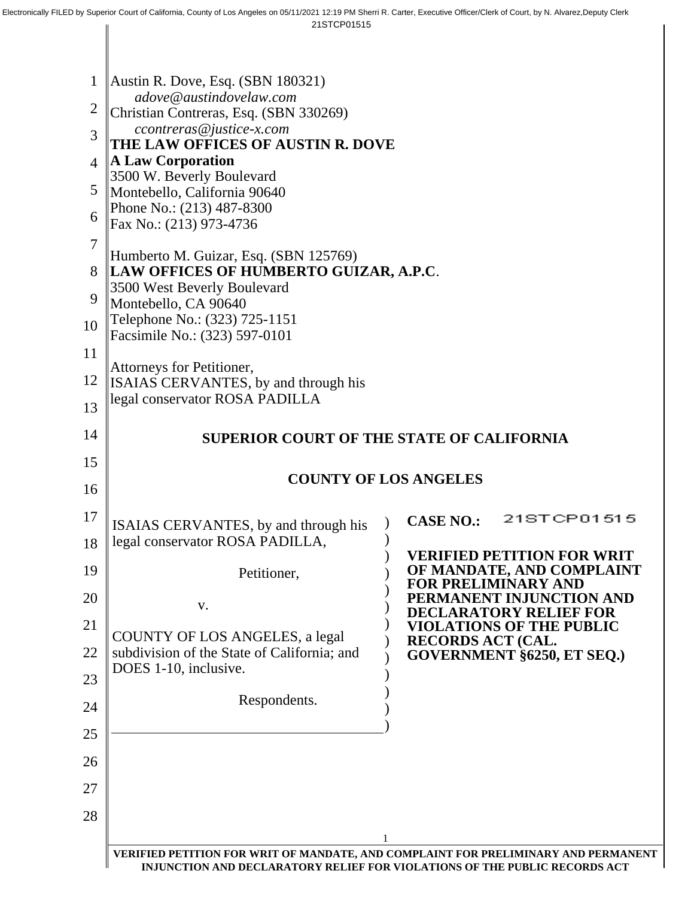Electronically FILED by Superior Court of California, County of Los Angeles on 05/11/2021 12:19 PM Sherri R. Carter, Executive Officer/Clerk of Court, by N. Alvarez,Deputy Clerk

21STCP01515

Austin R. Dove, Esq. (SBN 180321)
*adove@austindovelaw.com*
Christian Contreras, Esq. (SBN 330269)
*ccontreras@justice-x.com*
**THE LAW OFFICES OF AUSTIN R. DOVE**
**A Law Corporation**
3500 W. Beverly Boulevard
Montebello, California 90640
Phone No.: (213) 487-8300
Fax No.: (213) 973-4736

Humberto M. Guizar, Esq. (SBN 125769)
**LAW OFFICES OF HUMBERTO GUIZAR, A.P.C**.
3500 West Beverly Boulevard
Montebello, CA 90640
Telephone No.: (323) 725-1151
Facsimile No.: (323) 597-0101

Attorneys for Petitioner,
ISAIAS CERVANTES, by and through his
legal conservator ROSA PADILLA

**SUPERIOR COURT OF THE STATE OF CALIFORNIA**

**COUNTY OF LOS ANGELES**

ISAIAS CERVANTES, by and through his legal conservator ROSA PADILLA,

Petitioner,

v.

COUNTY OF LOS ANGELES, a legal subdivision of the State of California; and DOES 1-10, inclusive.

Respondents.

**CASE NO.:** 21STCP01515

**VERIFIED PETITION FOR WRIT OF MANDATE, AND COMPLAINT FOR PRELIMINARY AND PERMANENT INJUNCTION AND DECLARATORY RELIEF FOR VIOLATIONS OF THE PUBLIC RECORDS ACT (CAL. GOVERNMENT §6250, ET SEQ.)**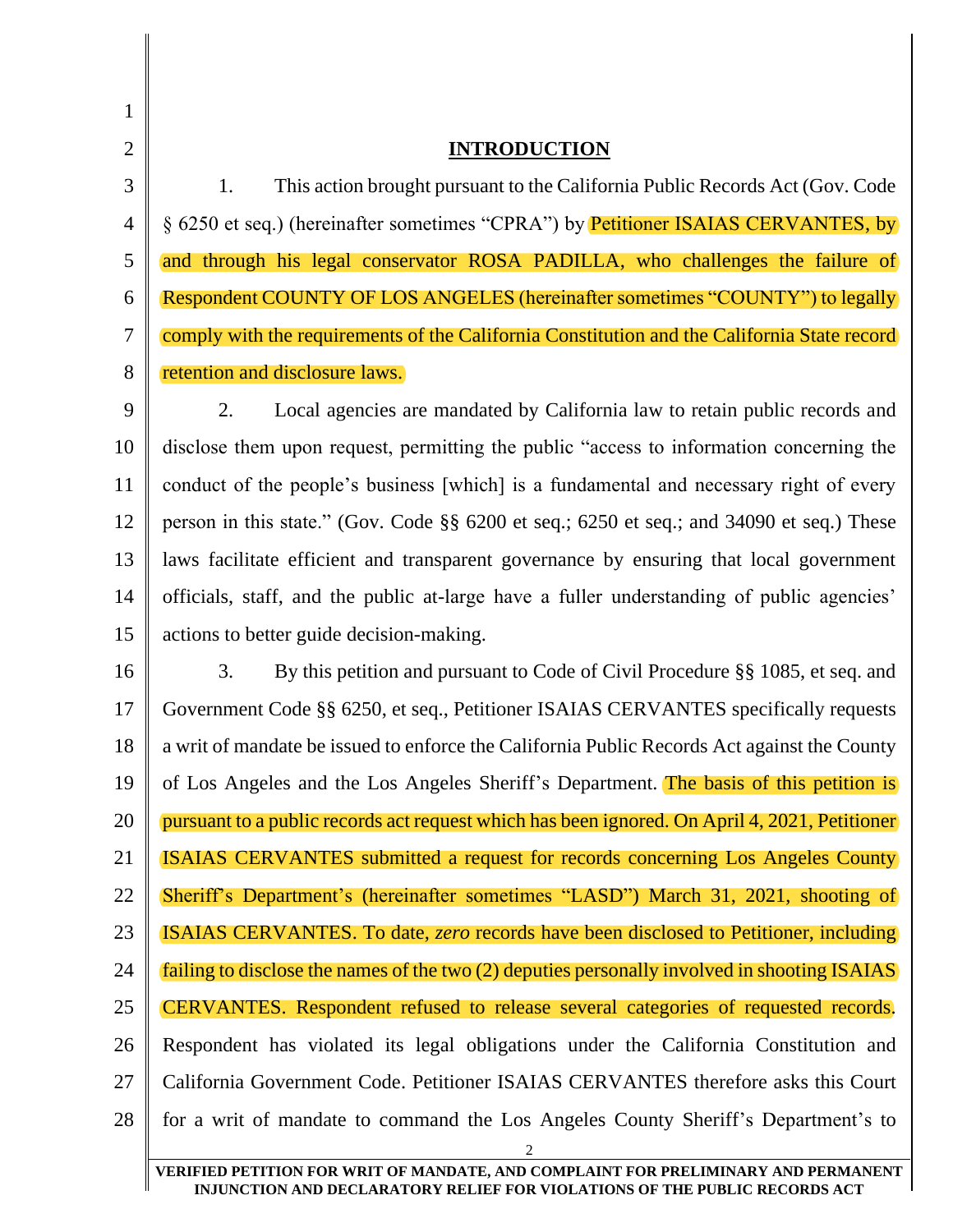## INTRODUCTION

1. This action brought pursuant to the California Public Records Act (Gov. Code § 6250 et seq.) (hereinafter sometimes "CPRA") by Petitioner ISAIAS CERVANTES, by and through his legal conservator ROSA PADILLA, who challenges the failure of Respondent COUNTY OF LOS ANGELES (hereinafter sometimes "COUNTY") to legally comply with the requirements of the California Constitution and the California State record retention and disclosure laws.

2. Local agencies are mandated by California law to retain public records and disclose them upon request, permitting the public "access to information concerning the conduct of the people's business [which] is a fundamental and necessary right of every person in this state." (Gov. Code §§ 6200 et seq.; 6250 et seq.; and 34090 et seq.) These laws facilitate efficient and transparent governance by ensuring that local government officials, staff, and the public at-large have a fuller understanding of public agencies' actions to better guide decision-making.

3. By this petition and pursuant to Code of Civil Procedure §§ 1085, et seq. and Government Code §§ 6250, et seq., Petitioner ISAIAS CERVANTES specifically requests a writ of mandate be issued to enforce the California Public Records Act against the County of Los Angeles and the Los Angeles Sheriff's Department. The basis of this petition is pursuant to a public records act request which has been ignored. On April 4, 2021, Petitioner ISAIAS CERVANTES submitted a request for records concerning Los Angeles County Sheriff's Department's (hereinafter sometimes "LASD") March 31, 2021, shooting of ISAIAS CERVANTES. To date, *zero* records have been disclosed to Petitioner, including failing to disclose the names of the two (2) deputies personally involved in shooting ISAIAS CERVANTES. Respondent refused to release several categories of requested records. Respondent has violated its legal obligations under the California Constitution and California Government Code. Petitioner ISAIAS CERVANTES therefore asks this Court for a writ of mandate to command the Los Angeles County Sheriff's Department's to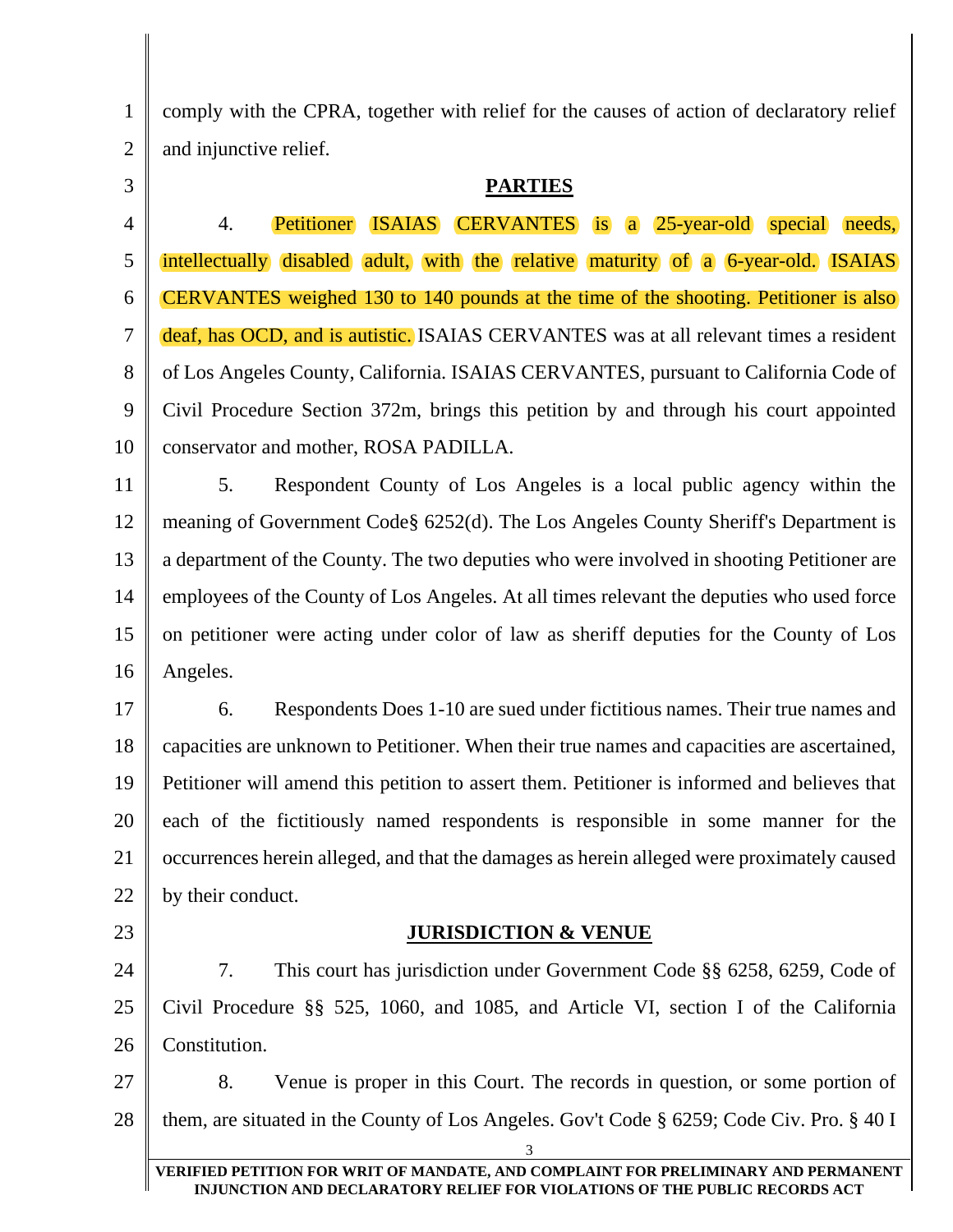comply with the CPRA, together with relief for the causes of action of declaratory relief and injunctive relief.

## PARTIES

4. Petitioner ISAIAS CERVANTES is a 25-year-old special needs, intellectually disabled adult, with the relative maturity of a 6-year-old. ISAIAS CERVANTES weighed 130 to 140 pounds at the time of the shooting. Petitioner is also deaf, has OCD, and is autistic. ISAIAS CERVANTES was at all relevant times a resident of Los Angeles County, California. ISAIAS CERVANTES, pursuant to California Code of Civil Procedure Section 372m, brings this petition by and through his court appointed conservator and mother, ROSA PADILLA.

5. Respondent County of Los Angeles is a local public agency within the meaning of Government Code§ 6252(d). The Los Angeles County Sheriff's Department is a department of the County. The two deputies who were involved in shooting Petitioner are employees of the County of Los Angeles. At all times relevant the deputies who used force on petitioner were acting under color of law as sheriff deputies for the County of Los Angeles.

6. Respondents Does 1-10 are sued under fictitious names. Their true names and capacities are unknown to Petitioner. When their true names and capacities are ascertained, Petitioner will amend this petition to assert them. Petitioner is informed and believes that each of the fictitiously named respondents is responsible in some manner for the occurrences herein alleged, and that the damages as herein alleged were proximately caused by their conduct.

## JURISDICTION & VENUE

7. This court has jurisdiction under Government Code §§ 6258, 6259, Code of Civil Procedure §§ 525, 1060, and 1085, and Article VI, section I of the California Constitution.

8. Venue is proper in this Court. The records in question, or some portion of them, are situated in the County of Los Angeles. Gov't Code § 6259; Code Civ. Pro. § 40 I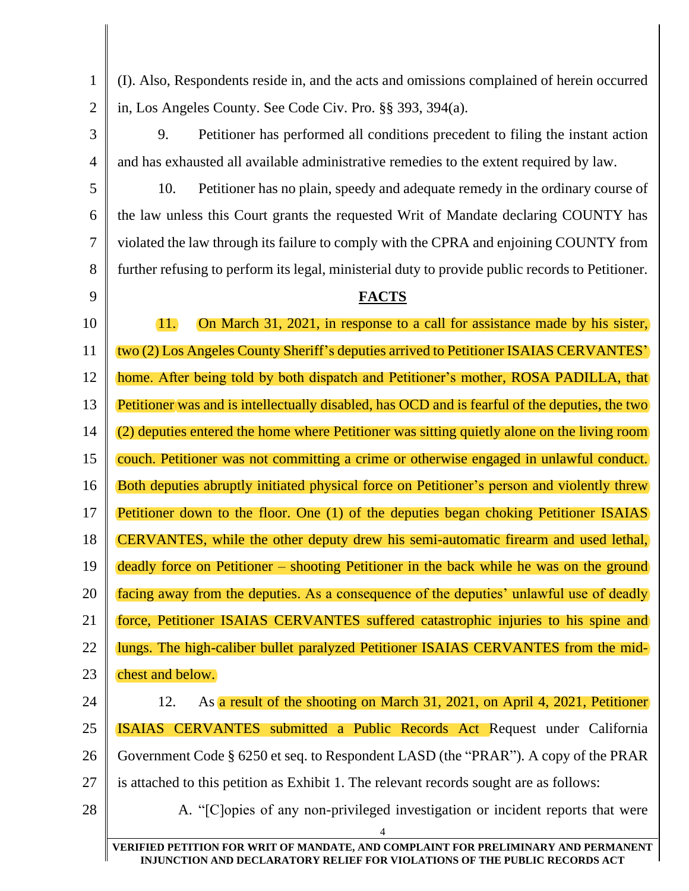(I). Also, Respondents reside in, and the acts and omissions complained of herein occurred in, Los Angeles County. See Code Civ. Pro. §§ 393, 394(a).

9. Petitioner has performed all conditions precedent to filing the instant action and has exhausted all available administrative remedies to the extent required by law.

10. Petitioner has no plain, speedy and adequate remedy in the ordinary course of the law unless this Court grants the requested Writ of Mandate declaring COUNTY has violated the law through its failure to comply with the CPRA and enjoining COUNTY from further refusing to perform its legal, ministerial duty to provide public records to Petitioner.

## **FACTS**

11. On March 31, 2021, in response to a call for assistance made by his sister, two (2) Los Angeles County Sheriff's deputies arrived to Petitioner ISAIAS CERVANTES' home. After being told by both dispatch and Petitioner's mother, ROSA PADILLA, that Petitioner was and is intellectually disabled, has OCD and is fearful of the deputies, the two (2) deputies entered the home where Petitioner was sitting quietly alone on the living room couch. Petitioner was not committing a crime or otherwise engaged in unlawful conduct. Both deputies abruptly initiated physical force on Petitioner's person and violently threw Petitioner down to the floor. One (1) of the deputies began choking Petitioner ISAIAS CERVANTES, while the other deputy drew his semi-automatic firearm and used lethal, deadly force on Petitioner – shooting Petitioner in the back while he was on the ground facing away from the deputies. As a consequence of the deputies' unlawful use of deadly force, Petitioner ISAIAS CERVANTES suffered catastrophic injuries to his spine and lungs. The high-caliber bullet paralyzed Petitioner ISAIAS CERVANTES from the mid-chest and below.

12. As a result of the shooting on March 31, 2021, on April 4, 2021, Petitioner ISAIAS CERVANTES submitted a Public Records Act Request under California Government Code § 6250 et seq. to Respondent LASD (the "PRAR"). A copy of the PRAR is attached to this petition as Exhibit 1. The relevant records sought are as follows:

A. "[C]opies of any non-privileged investigation or incident reports that were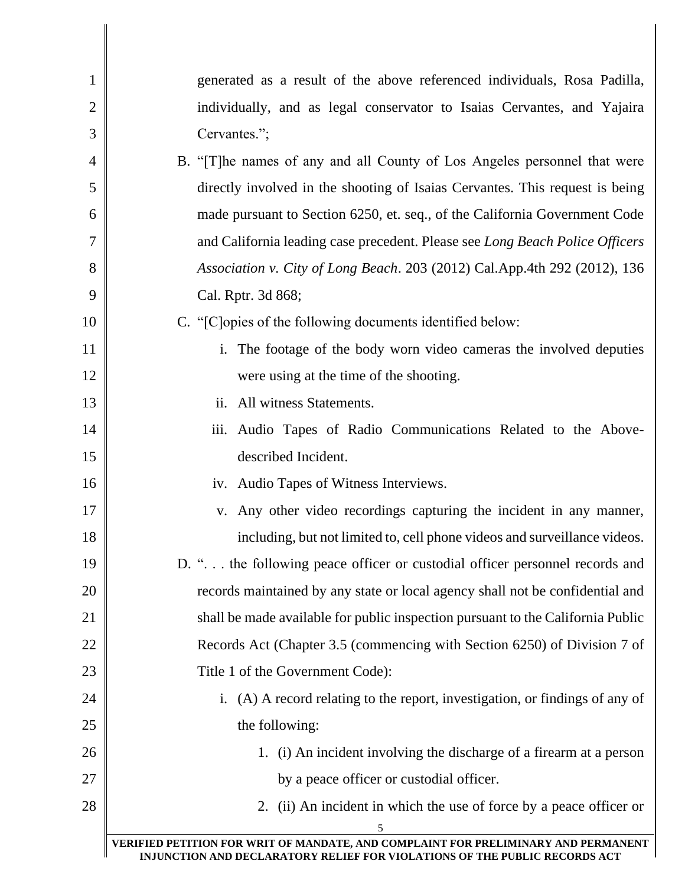generated as a result of the above referenced individuals, Rosa Padilla, individually, and as legal conservator to Isaias Cervantes, and Yajaira Cervantes.";

B. "[T]he names of any and all County of Los Angeles personnel that were directly involved in the shooting of Isaias Cervantes. This request is being made pursuant to Section 6250, et. seq., of the California Government Code and California leading case precedent. Please see *Long Beach Police Officers Association v. City of Long Beach*. 203 (2012) Cal.App.4th 292 (2012), 136 Cal. Rptr. 3d 868;

C. "[C]opies of the following documents identified below:

   i. The footage of the body worn video cameras the involved deputies were using at the time of the shooting.

   ii. All witness Statements.

   iii. Audio Tapes of Radio Communications Related to the Above-described Incident.

   iv. Audio Tapes of Witness Interviews.

   v. Any other video recordings capturing the incident in any manner, including, but not limited to, cell phone videos and surveillance videos.

D. ". . . the following peace officer or custodial officer personnel records and records maintained by any state or local agency shall not be confidential and shall be made available for public inspection pursuant to the California Public Records Act (Chapter 3.5 (commencing with Section 6250) of Division 7 of Title 1 of the Government Code):

   i. (A) A record relating to the report, investigation, or findings of any of the following:

      1. (i) An incident involving the discharge of a firearm at a person by a peace officer or custodial officer.

      2. (ii) An incident in which the use of force by a peace officer or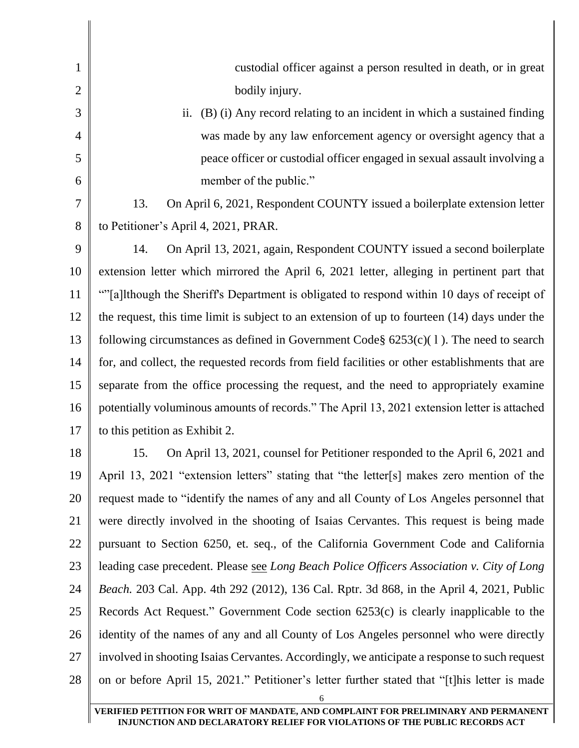custodial officer against a person resulted in death, or in great bodily injury.

ii. (B) (i) Any record relating to an incident in which a sustained finding was made by any law enforcement agency or oversight agency that a peace officer or custodial officer engaged in sexual assault involving a member of the public."

13. On April 6, 2021, Respondent COUNTY issued a boilerplate extension letter to Petitioner's April 4, 2021, PRAR.

14. On April 13, 2021, again, Respondent COUNTY issued a second boilerplate extension letter which mirrored the April 6, 2021 letter, alleging in pertinent part that ""[a]lthough the Sheriff's Department is obligated to respond within 10 days of receipt of the request, this time limit is subject to an extension of up to fourteen (14) days under the following circumstances as defined in Government Code§ 6253(c)( l ). The need to search for, and collect, the requested records from field facilities or other establishments that are separate from the office processing the request, and the need to appropriately examine potentially voluminous amounts of records." The April 13, 2021 extension letter is attached to this petition as Exhibit 2.

15. On April 13, 2021, counsel for Petitioner responded to the April 6, 2021 and April 13, 2021 "extension letters" stating that "the letter[s] makes zero mention of the request made to "identify the names of any and all County of Los Angeles personnel that were directly involved in the shooting of Isaias Cervantes. This request is being made pursuant to Section 6250, et. seq., of the California Government Code and California leading case precedent. Please <u>see</u> *Long Beach Police Officers Association v. City of Long Beach.* 203 Cal. App. 4th 292 (2012), 136 Cal. Rptr. 3d 868, in the April 4, 2021, Public Records Act Request." Government Code section 6253(c) is clearly inapplicable to the identity of the names of any and all County of Los Angeles personnel who were directly involved in shooting Isaias Cervantes. Accordingly, we anticipate a response to such request on or before April 15, 2021." Petitioner's letter further stated that "[t]his letter is made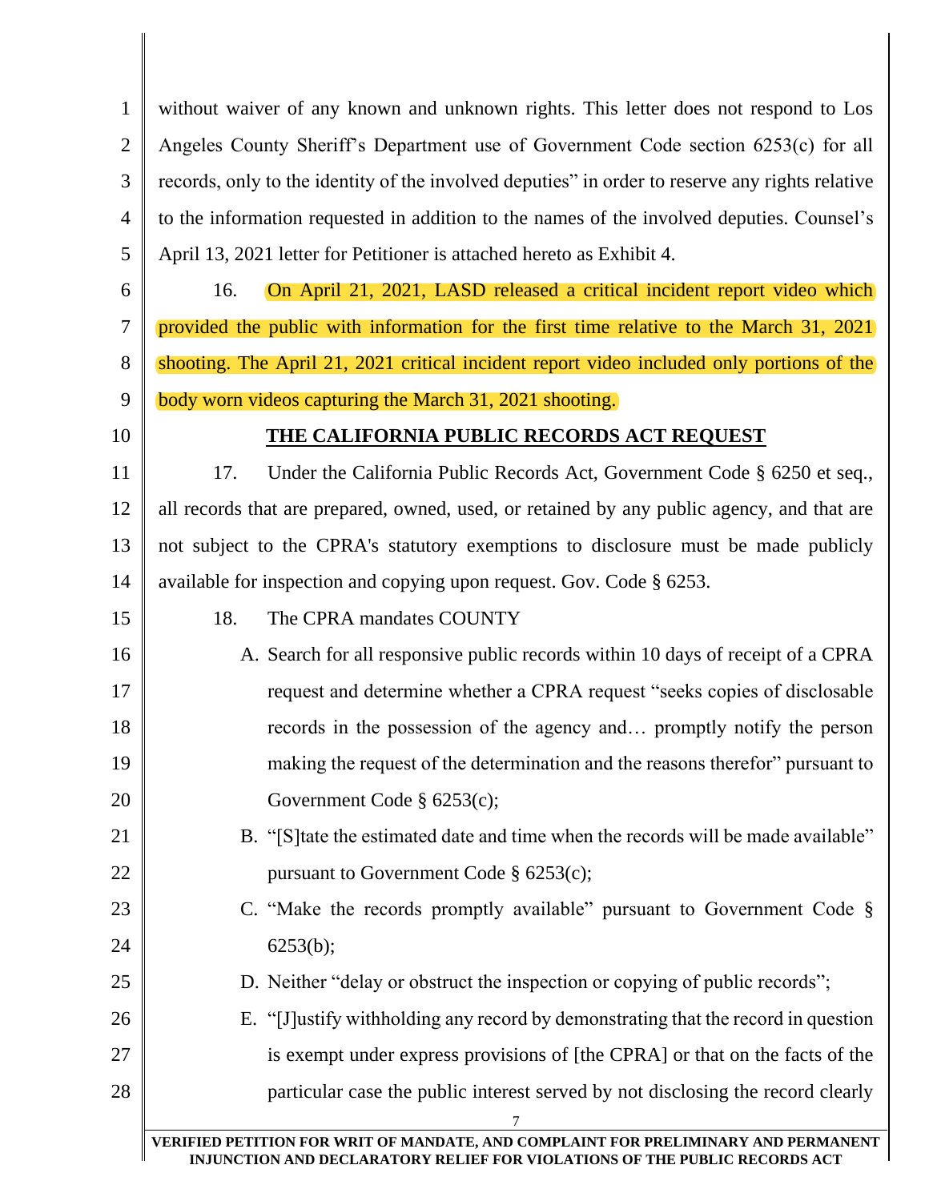without waiver of any known and unknown rights. This letter does not respond to Los Angeles County Sheriff's Department use of Government Code section 6253(c) for all records, only to the identity of the involved deputies" in order to reserve any rights relative to the information requested in addition to the names of the involved deputies. Counsel's April 13, 2021 letter for Petitioner is attached hereto as Exhibit 4.

16. On April 21, 2021, LASD released a critical incident report video which provided the public with information for the first time relative to the March 31, 2021 shooting. The April 21, 2021 critical incident report video included only portions of the body worn videos capturing the March 31, 2021 shooting.

## THE CALIFORNIA PUBLIC RECORDS ACT REQUEST

17. Under the California Public Records Act, Government Code § 6250 et seq., all records that are prepared, owned, used, or retained by any public agency, and that are not subject to the CPRA's statutory exemptions to disclosure must be made publicly available for inspection and copying upon request. Gov. Code § 6253.

18. The CPRA mandates COUNTY

A. Search for all responsive public records within 10 days of receipt of a CPRA request and determine whether a CPRA request "seeks copies of disclosable records in the possession of the agency and… promptly notify the person making the request of the determination and the reasons therefor" pursuant to Government Code § 6253(c);

B. "[S]tate the estimated date and time when the records will be made available" pursuant to Government Code § 6253(c);

C. "Make the records promptly available" pursuant to Government Code § 6253(b);

D. Neither "delay or obstruct the inspection or copying of public records";

E. "[J]ustify withholding any record by demonstrating that the record in question is exempt under express provisions of [the CPRA] or that on the facts of the particular case the public interest served by not disclosing the record clearly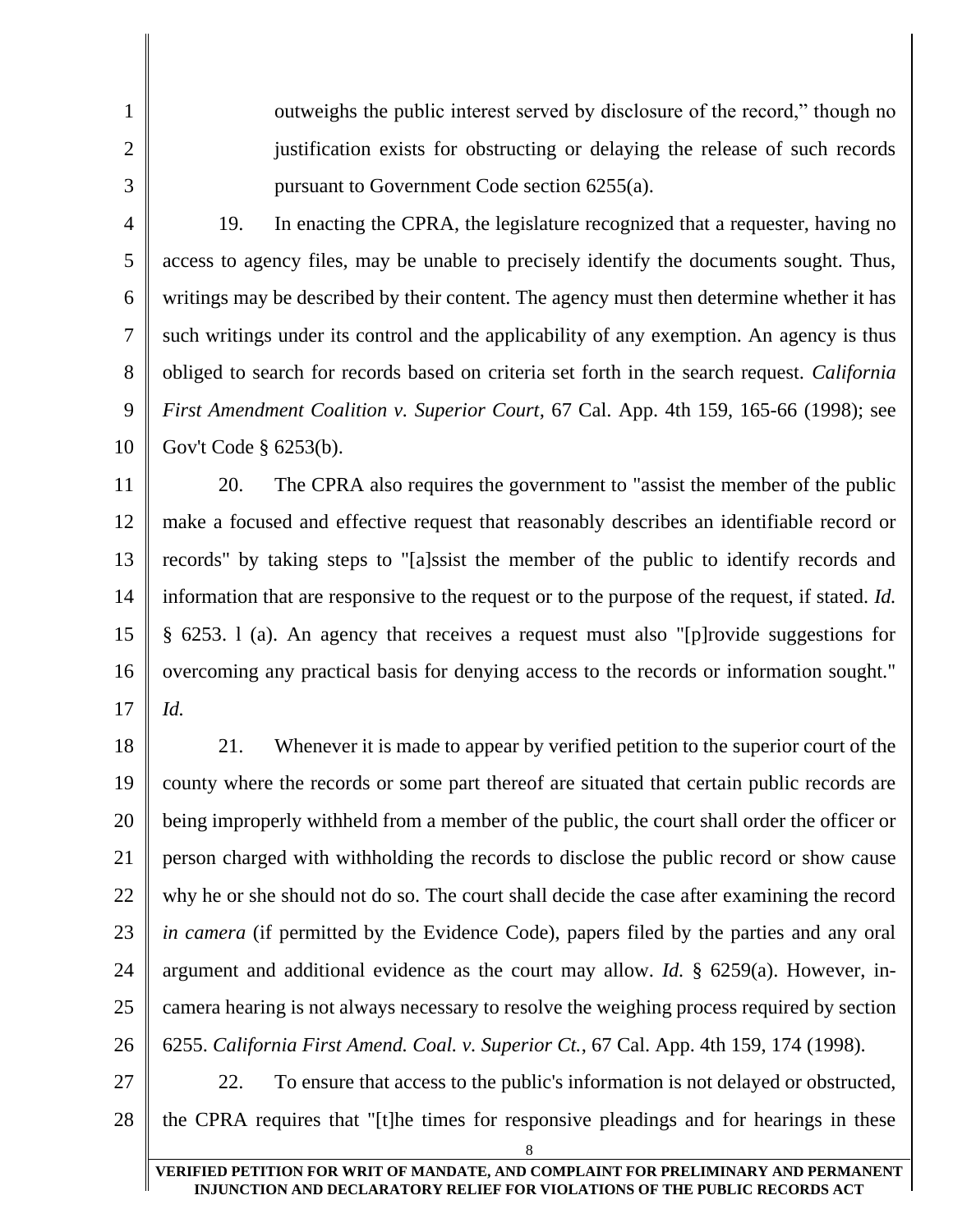outweighs the public interest served by disclosure of the record," though no justification exists for obstructing or delaying the release of such records pursuant to Government Code section 6255(a).

19. In enacting the CPRA, the legislature recognized that a requester, having no access to agency files, may be unable to precisely identify the documents sought. Thus, writings may be described by their content. The agency must then determine whether it has such writings under its control and the applicability of any exemption. An agency is thus obliged to search for records based on criteria set forth in the search request. *California First Amendment Coalition v. Superior Court*, 67 Cal. App. 4th 159, 165-66 (1998); see Gov't Code § 6253(b).

20. The CPRA also requires the government to "assist the member of the public make a focused and effective request that reasonably describes an identifiable record or records" by taking steps to "[a]ssist the member of the public to identify records and information that are responsive to the request or to the purpose of the request, if stated. *Id.* § 6253. l (a). An agency that receives a request must also "[p]rovide suggestions for overcoming any practical basis for denying access to the records or information sought." *Id.*

21. Whenever it is made to appear by verified petition to the superior court of the county where the records or some part thereof are situated that certain public records are being improperly withheld from a member of the public, the court shall order the officer or person charged with withholding the records to disclose the public record or show cause why he or she should not do so. The court shall decide the case after examining the record *in camera* (if permitted by the Evidence Code), papers filed by the parties and any oral argument and additional evidence as the court may allow. *Id.* § 6259(a). However, in-camera hearing is not always necessary to resolve the weighing process required by section 6255. *California First Amend. Coal. v. Superior Ct.*, 67 Cal. App. 4th 159, 174 (1998).

22. To ensure that access to the public's information is not delayed or obstructed, the CPRA requires that "[t]he times for responsive pleadings and for hearings in these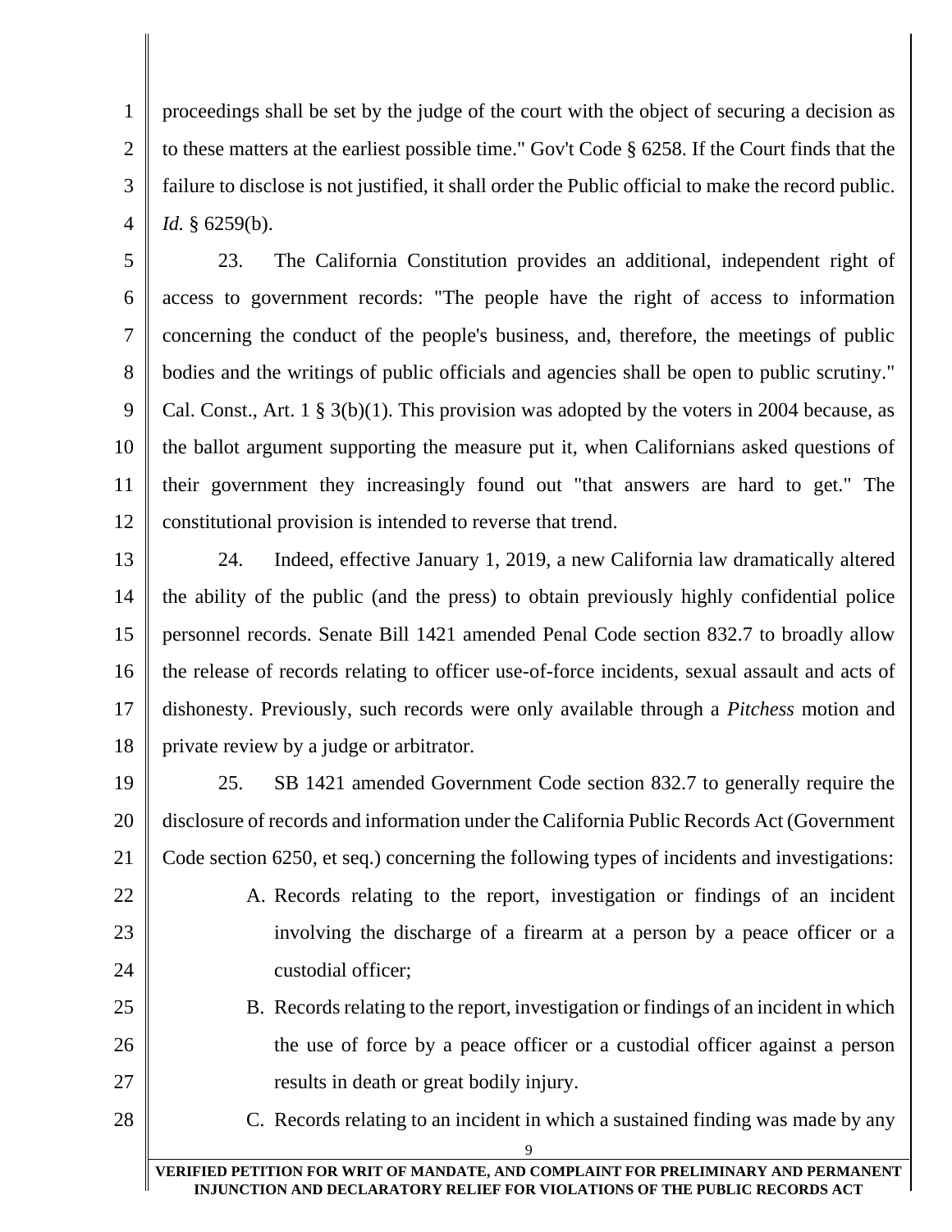proceedings shall be set by the judge of the court with the object of securing a decision as to these matters at the earliest possible time." Gov't Code § 6258. If the Court finds that the failure to disclose is not justified, it shall order the Public official to make the record public. *Id.* § 6259(b).

23. The California Constitution provides an additional, independent right of access to government records: "The people have the right of access to information concerning the conduct of the people's business, and, therefore, the meetings of public bodies and the writings of public officials and agencies shall be open to public scrutiny." Cal. Const., Art. 1 § 3(b)(1). This provision was adopted by the voters in 2004 because, as the ballot argument supporting the measure put it, when Californians asked questions of their government they increasingly found out "that answers are hard to get." The constitutional provision is intended to reverse that trend.

24. Indeed, effective January 1, 2019, a new California law dramatically altered the ability of the public (and the press) to obtain previously highly confidential police personnel records. Senate Bill 1421 amended Penal Code section 832.7 to broadly allow the release of records relating to officer use-of-force incidents, sexual assault and acts of dishonesty. Previously, such records were only available through a *Pitchess* motion and private review by a judge or arbitrator.

25. SB 1421 amended Government Code section 832.7 to generally require the disclosure of records and information under the California Public Records Act (Government Code section 6250, et seq.) concerning the following types of incidents and investigations:

A. Records relating to the report, investigation or findings of an incident involving the discharge of a firearm at a person by a peace officer or a custodial officer;

B. Records relating to the report, investigation or findings of an incident in which the use of force by a peace officer or a custodial officer against a person results in death or great bodily injury.

C. Records relating to an incident in which a sustained finding was made by any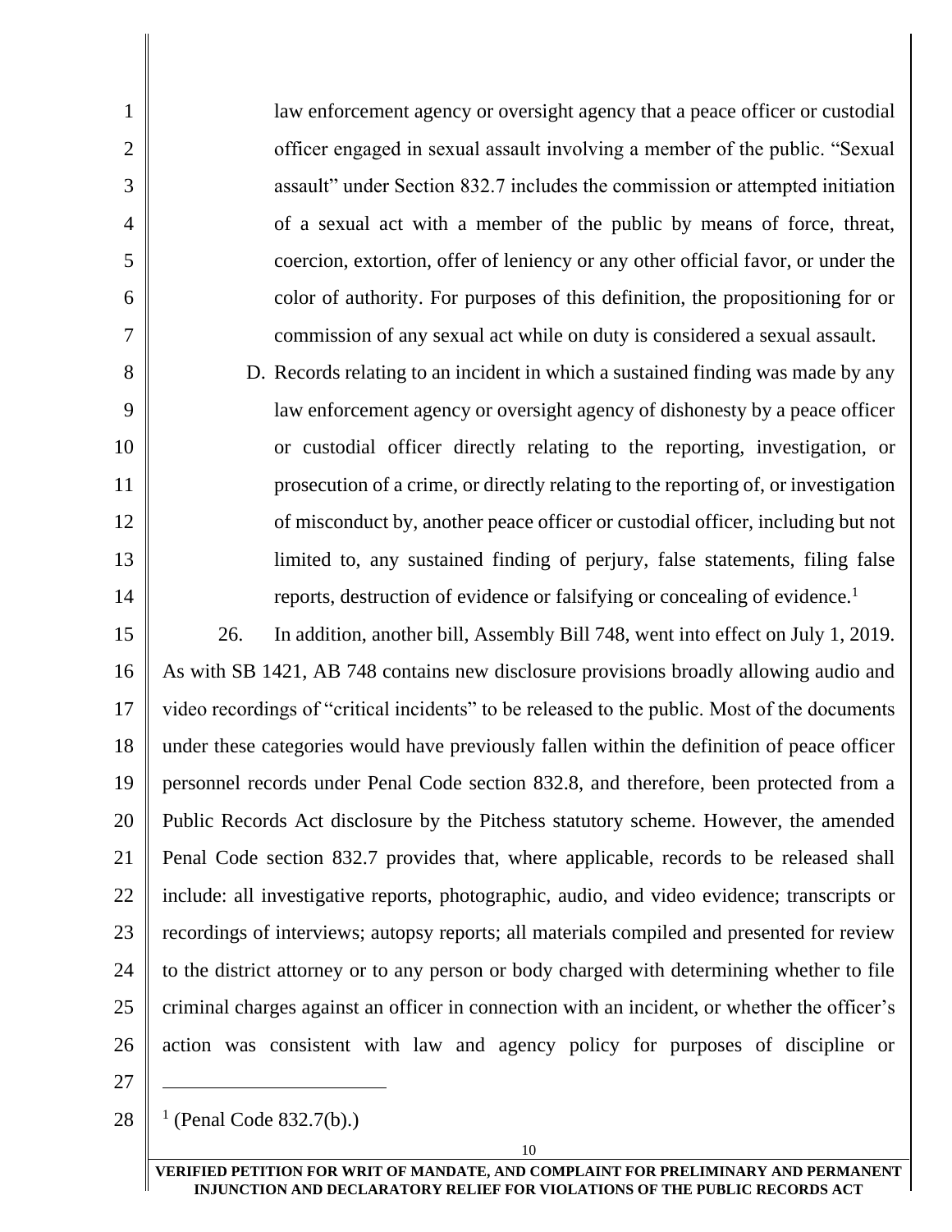law enforcement agency or oversight agency that a peace officer or custodial officer engaged in sexual assault involving a member of the public. "Sexual assault" under Section 832.7 includes the commission or attempted initiation of a sexual act with a member of the public by means of force, threat, coercion, extortion, offer of leniency or any other official favor, or under the color of authority. For purposes of this definition, the propositioning for or commission of any sexual act while on duty is considered a sexual assault.

D. Records relating to an incident in which a sustained finding was made by any law enforcement agency or oversight agency of dishonesty by a peace officer or custodial officer directly relating to the reporting, investigation, or prosecution of a crime, or directly relating to the reporting of, or investigation of misconduct by, another peace officer or custodial officer, including but not limited to, any sustained finding of perjury, false statements, filing false reports, destruction of evidence or falsifying or concealing of evidence.[1]

26. In addition, another bill, Assembly Bill 748, went into effect on July 1, 2019. As with SB 1421, AB 748 contains new disclosure provisions broadly allowing audio and video recordings of "critical incidents" to be released to the public. Most of the documents under these categories would have previously fallen within the definition of peace officer personnel records under Penal Code section 832.8, and therefore, been protected from a Public Records Act disclosure by the Pitchess statutory scheme. However, the amended Penal Code section 832.7 provides that, where applicable, records to be released shall include: all investigative reports, photographic, audio, and video evidence; transcripts or recordings of interviews; autopsy reports; all materials compiled and presented for review to the district attorney or to any person or body charged with determining whether to file criminal charges against an officer in connection with an incident, or whether the officer's action was consistent with law and agency policy for purposes of discipline or

---

[1] (Penal Code 832.7(b).)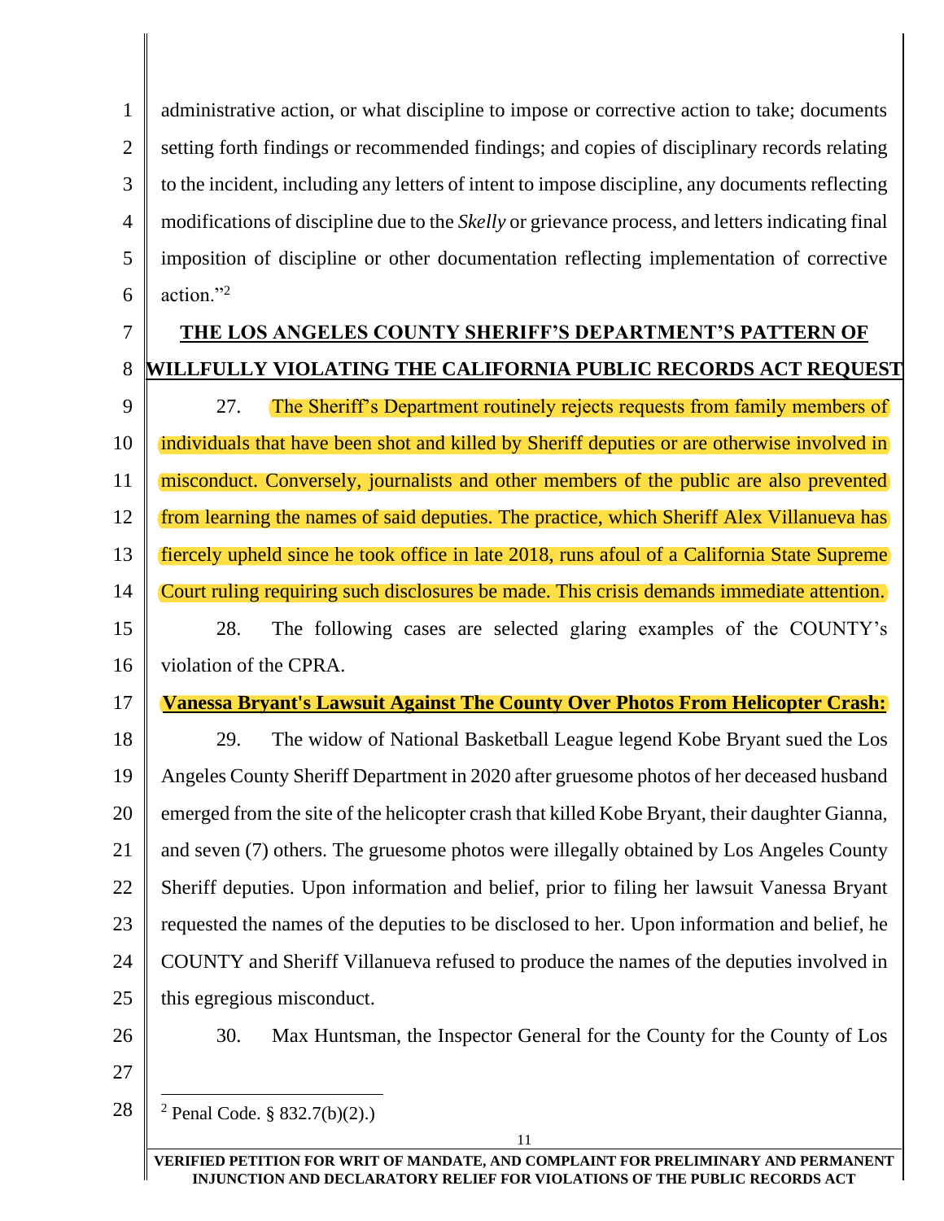administrative action, or what discipline to impose or corrective action to take; documents setting forth findings or recommended findings; and copies of disciplinary records relating to the incident, including any letters of intent to impose discipline, any documents reflecting modifications of discipline due to the *Skelly* or grievance process, and letters indicating final imposition of discipline or other documentation reflecting implementation of corrective action."[2]

## THE LOS ANGELES COUNTY SHERIFF'S DEPARTMENT'S PATTERN OF WILLFULLY VIOLATING THE CALIFORNIA PUBLIC RECORDS ACT REQUEST

27. The Sheriff's Department routinely rejects requests from family members of individuals that have been shot and killed by Sheriff deputies or are otherwise involved in misconduct. Conversely, journalists and other members of the public are also prevented from learning the names of said deputies. The practice, which Sheriff Alex Villanueva has fiercely upheld since he took office in late 2018, runs afoul of a California State Supreme Court ruling requiring such disclosures be made. This crisis demands immediate attention.

28. The following cases are selected glaring examples of the COUNTY's violation of the CPRA.

**Vanessa Bryant's Lawsuit Against The County Over Photos From Helicopter Crash:**

29. The widow of National Basketball League legend Kobe Bryant sued the Los Angeles County Sheriff Department in 2020 after gruesome photos of her deceased husband emerged from the site of the helicopter crash that killed Kobe Bryant, their daughter Gianna, and seven (7) others. The gruesome photos were illegally obtained by Los Angeles County Sheriff deputies. Upon information and belief, prior to filing her lawsuit Vanessa Bryant requested the names of the deputies to be disclosed to her. Upon information and belief, he COUNTY and Sheriff Villanueva refused to produce the names of the deputies involved in this egregious misconduct.

30. Max Huntsman, the Inspector General for the County for the County of Los

[2] Penal Code. § 832.7(b)(2).)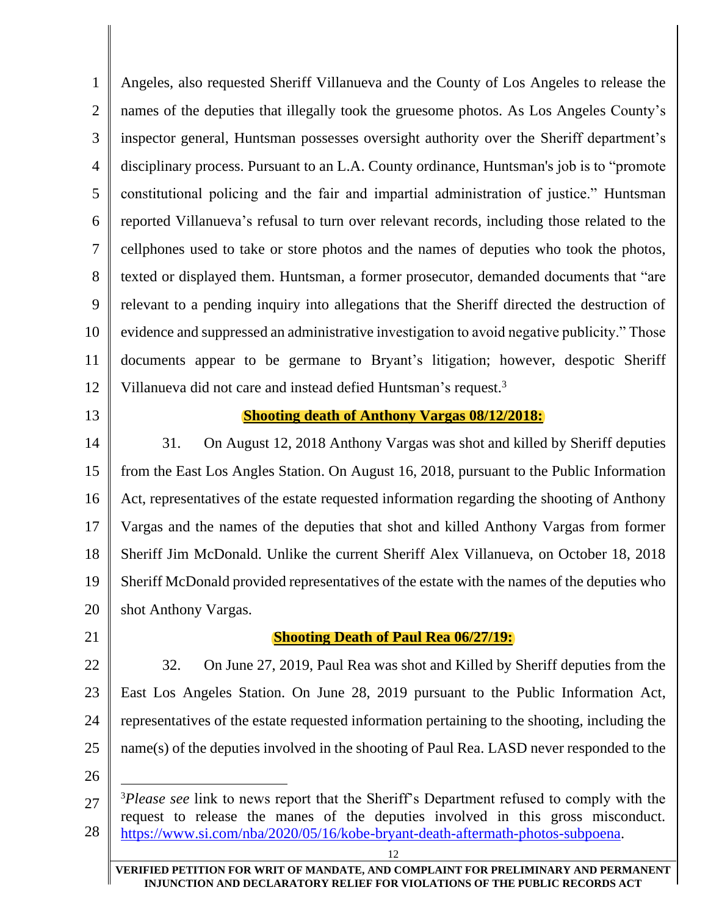Angeles, also requested Sheriff Villanueva and the County of Los Angeles to release the names of the deputies that illegally took the gruesome photos. As Los Angeles County's inspector general, Huntsman possesses oversight authority over the Sheriff department's disciplinary process. Pursuant to an L.A. County ordinance, Huntsman's job is to "promote constitutional policing and the fair and impartial administration of justice." Huntsman reported Villanueva's refusal to turn over relevant records, including those related to the cellphones used to take or store photos and the names of deputies who took the photos, texted or displayed them. Huntsman, a former prosecutor, demanded documents that "are relevant to a pending inquiry into allegations that the Sheriff directed the destruction of evidence and suppressed an administrative investigation to avoid negative publicity." Those documents appear to be germane to Bryant's litigation; however, despotic Sheriff Villanueva did not care and instead defied Huntsman's request.[3]

**Shooting death of Anthony Vargas 08/12/2018:**

31. On August 12, 2018 Anthony Vargas was shot and killed by Sheriff deputies from the East Los Angles Station. On August 16, 2018, pursuant to the Public Information Act, representatives of the estate requested information regarding the shooting of Anthony Vargas and the names of the deputies that shot and killed Anthony Vargas from former Sheriff Jim McDonald. Unlike the current Sheriff Alex Villanueva, on October 18, 2018 Sheriff McDonald provided representatives of the estate with the names of the deputies who shot Anthony Vargas.

**Shooting Death of Paul Rea 06/27/19:**

32. On June 27, 2019, Paul Rea was shot and Killed by Sheriff deputies from the East Los Angeles Station. On June 28, 2019 pursuant to the Public Information Act, representatives of the estate requested information pertaining to the shooting, including the name(s) of the deputies involved in the shooting of Paul Rea. LASD never responded to the

---

[3] *Please see* link to news report that the Sheriff's Department refused to comply with the request to release the manes of the deputies involved in this gross misconduct. https://www.si.com/nba/2020/05/16/kobe-bryant-death-aftermath-photos-subpoena.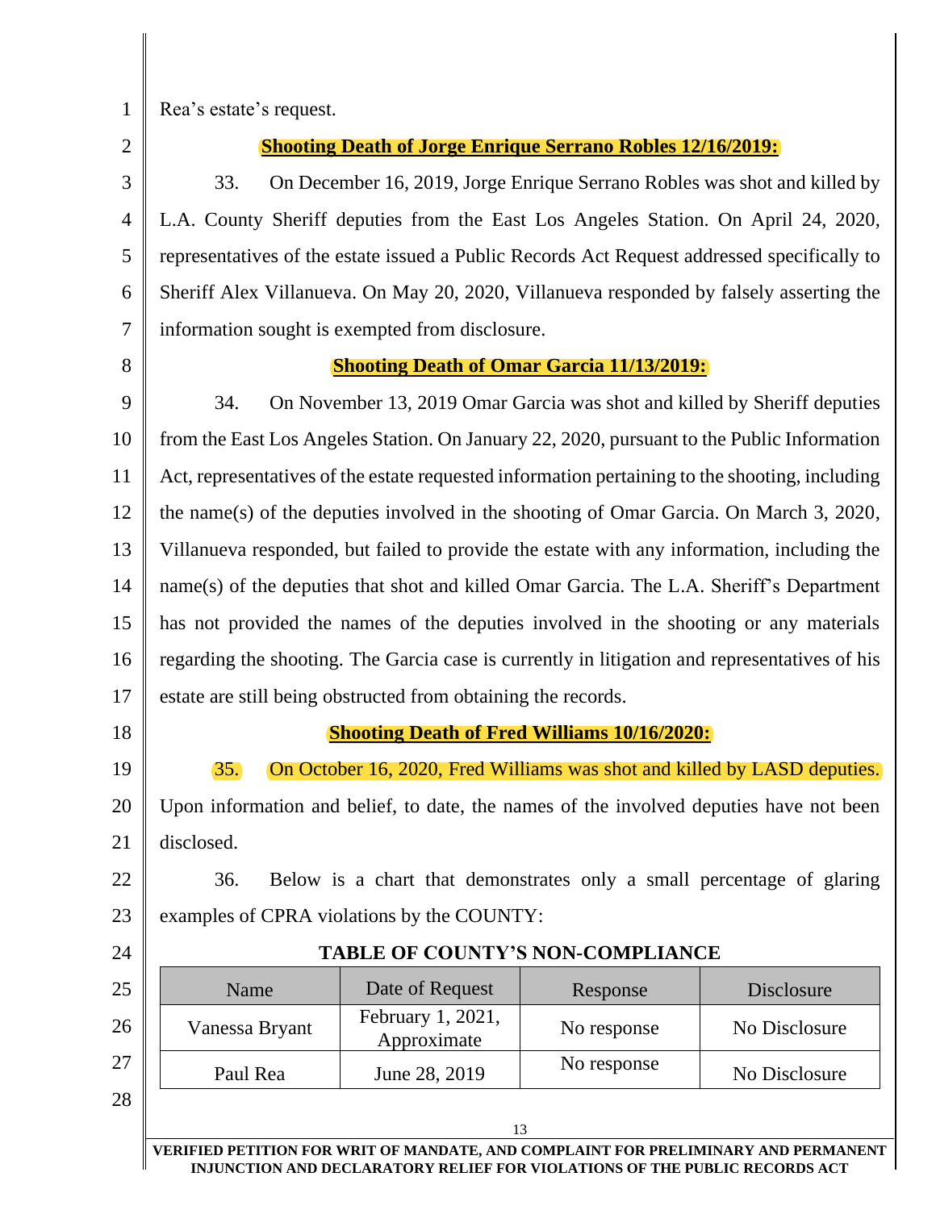Rea's estate's request.

**Shooting Death of Jorge Enrique Serrano Robles 12/16/2019:**

33. On December 16, 2019, Jorge Enrique Serrano Robles was shot and killed by L.A. County Sheriff deputies from the East Los Angeles Station. On April 24, 2020, representatives of the estate issued a Public Records Act Request addressed specifically to Sheriff Alex Villanueva. On May 20, 2020, Villanueva responded by falsely asserting the information sought is exempted from disclosure.

**Shooting Death of Omar Garcia 11/13/2019:**

34. On November 13, 2019 Omar Garcia was shot and killed by Sheriff deputies from the East Los Angeles Station. On January 22, 2020, pursuant to the Public Information Act, representatives of the estate requested information pertaining to the shooting, including the name(s) of the deputies involved in the shooting of Omar Garcia. On March 3, 2020, Villanueva responded, but failed to provide the estate with any information, including the name(s) of the deputies that shot and killed Omar Garcia. The L.A. Sheriff's Department has not provided the names of the deputies involved in the shooting or any materials regarding the shooting. The Garcia case is currently in litigation and representatives of his estate are still being obstructed from obtaining the records.

**Shooting Death of Fred Williams 10/16/2020:**

35. On October 16, 2020, Fred Williams was shot and killed by LASD deputies. Upon information and belief, to date, the names of the involved deputies have not been disclosed.

36. Below is a chart that demonstrates only a small percentage of glaring examples of CPRA violations by the COUNTY:

**TABLE OF COUNTY'S NON-COMPLIANCE**

| Name | Date of Request | Response | Disclosure |
|---|---|---|---|
| Vanessa Bryant | February 1, 2021, Approximate | No response | No Disclosure |
| Paul Rea | June 28, 2019 | No response | No Disclosure |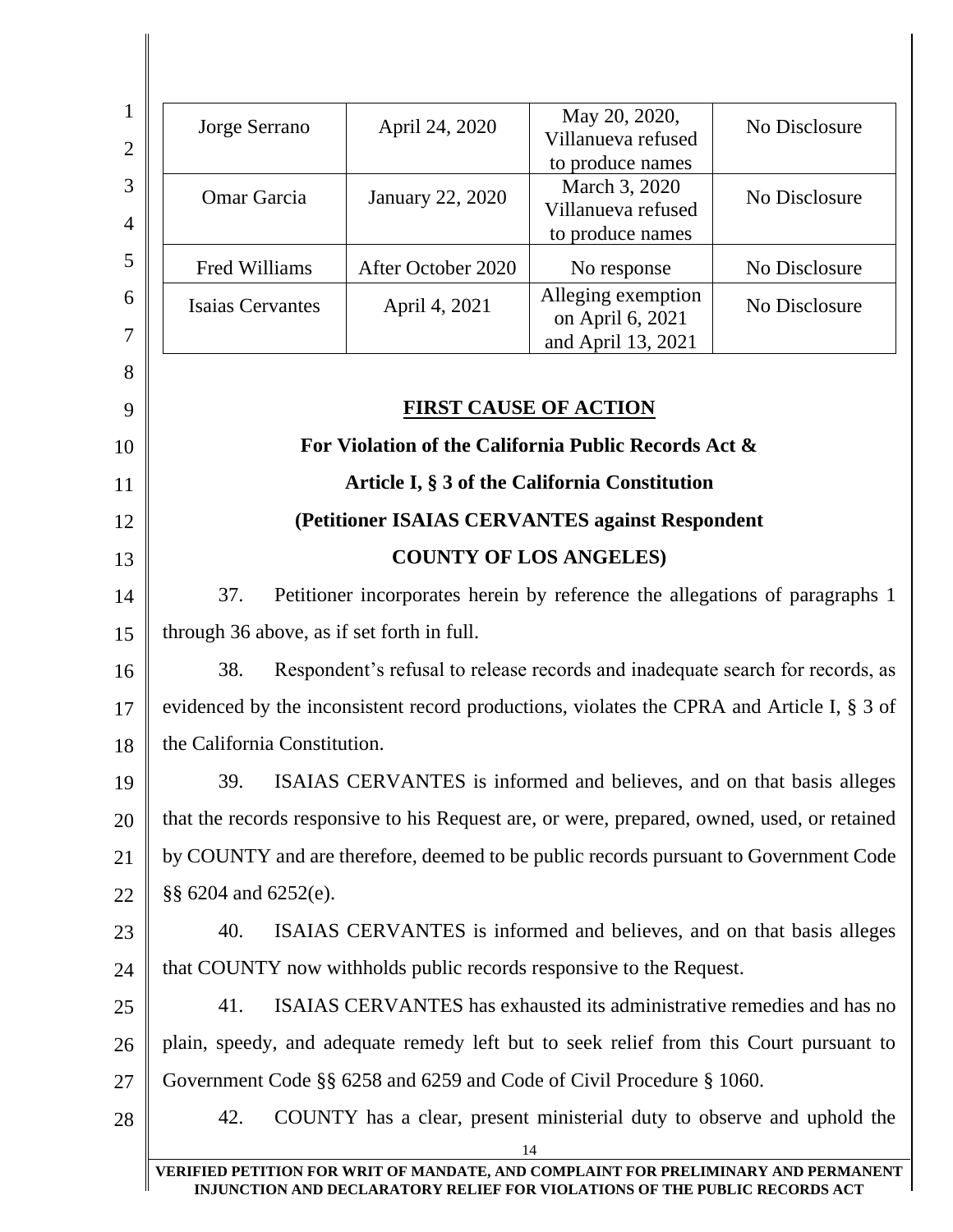| Jorge Serrano | April 24, 2020 | May 20, 2020, Villanueva refused to produce names | No Disclosure |
|---|---|---|---|
| Omar Garcia | January 22, 2020 | March 3, 2020 Villanueva refused to produce names | No Disclosure |
| Fred Williams | After October 2020 | No response | No Disclosure |
| Isaias Cervantes | April 4, 2021 | Alleging exemption on April 6, 2021 and April 13, 2021 | No Disclosure |

**FIRST CAUSE OF ACTION**

**For Violation of the California Public Records Act &**

**Article I, § 3 of the California Constitution**

**(Petitioner ISAIAS CERVANTES against Respondent**

**COUNTY OF LOS ANGELES)**

37. Petitioner incorporates herein by reference the allegations of paragraphs 1 through 36 above, as if set forth in full.

38. Respondent's refusal to release records and inadequate search for records, as evidenced by the inconsistent record productions, violates the CPRA and Article I, § 3 of the California Constitution.

39. ISAIAS CERVANTES is informed and believes, and on that basis alleges that the records responsive to his Request are, or were, prepared, owned, used, or retained by COUNTY and are therefore, deemed to be public records pursuant to Government Code §§ 6204 and 6252(e).

40. ISAIAS CERVANTES is informed and believes, and on that basis alleges that COUNTY now withholds public records responsive to the Request.

41. ISAIAS CERVANTES has exhausted its administrative remedies and has no plain, speedy, and adequate remedy left but to seek relief from this Court pursuant to Government Code §§ 6258 and 6259 and Code of Civil Procedure § 1060.

42. COUNTY has a clear, present ministerial duty to observe and uphold the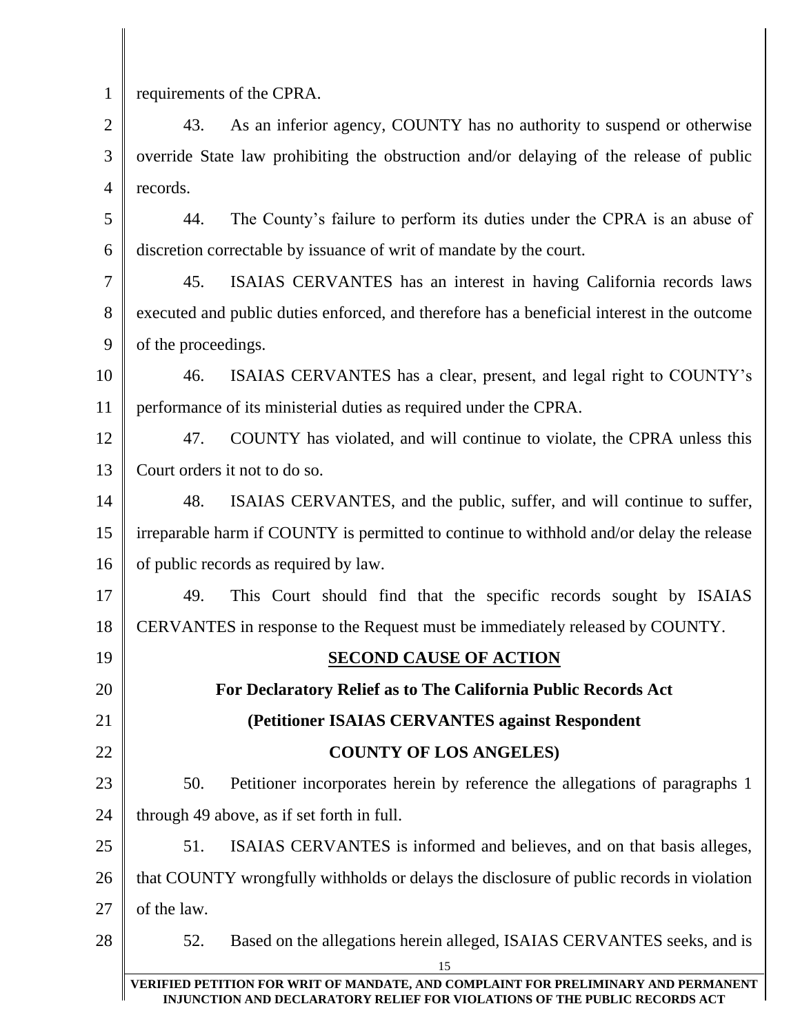requirements of the CPRA.

43. As an inferior agency, COUNTY has no authority to suspend or otherwise override State law prohibiting the obstruction and/or delaying of the release of public records.

44. The County's failure to perform its duties under the CPRA is an abuse of discretion correctable by issuance of writ of mandate by the court.

45. ISAIAS CERVANTES has an interest in having California records laws executed and public duties enforced, and therefore has a beneficial interest in the outcome of the proceedings.

46. ISAIAS CERVANTES has a clear, present, and legal right to COUNTY's performance of its ministerial duties as required under the CPRA.

47. COUNTY has violated, and will continue to violate, the CPRA unless this Court orders it not to do so.

48. ISAIAS CERVANTES, and the public, suffer, and will continue to suffer, irreparable harm if COUNTY is permitted to continue to withhold and/or delay the release of public records as required by law.

49. This Court should find that the specific records sought by ISAIAS CERVANTES in response to the Request must be immediately released by COUNTY.

## SECOND CAUSE OF ACTION

**For Declaratory Relief as to The California Public Records Act**

**(Petitioner ISAIAS CERVANTES against Respondent**

**COUNTY OF LOS ANGELES)**

50. Petitioner incorporates herein by reference the allegations of paragraphs 1 through 49 above, as if set forth in full.

51. ISAIAS CERVANTES is informed and believes, and on that basis alleges, that COUNTY wrongfully withholds or delays the disclosure of public records in violation of the law.

52. Based on the allegations herein alleged, ISAIAS CERVANTES seeks, and is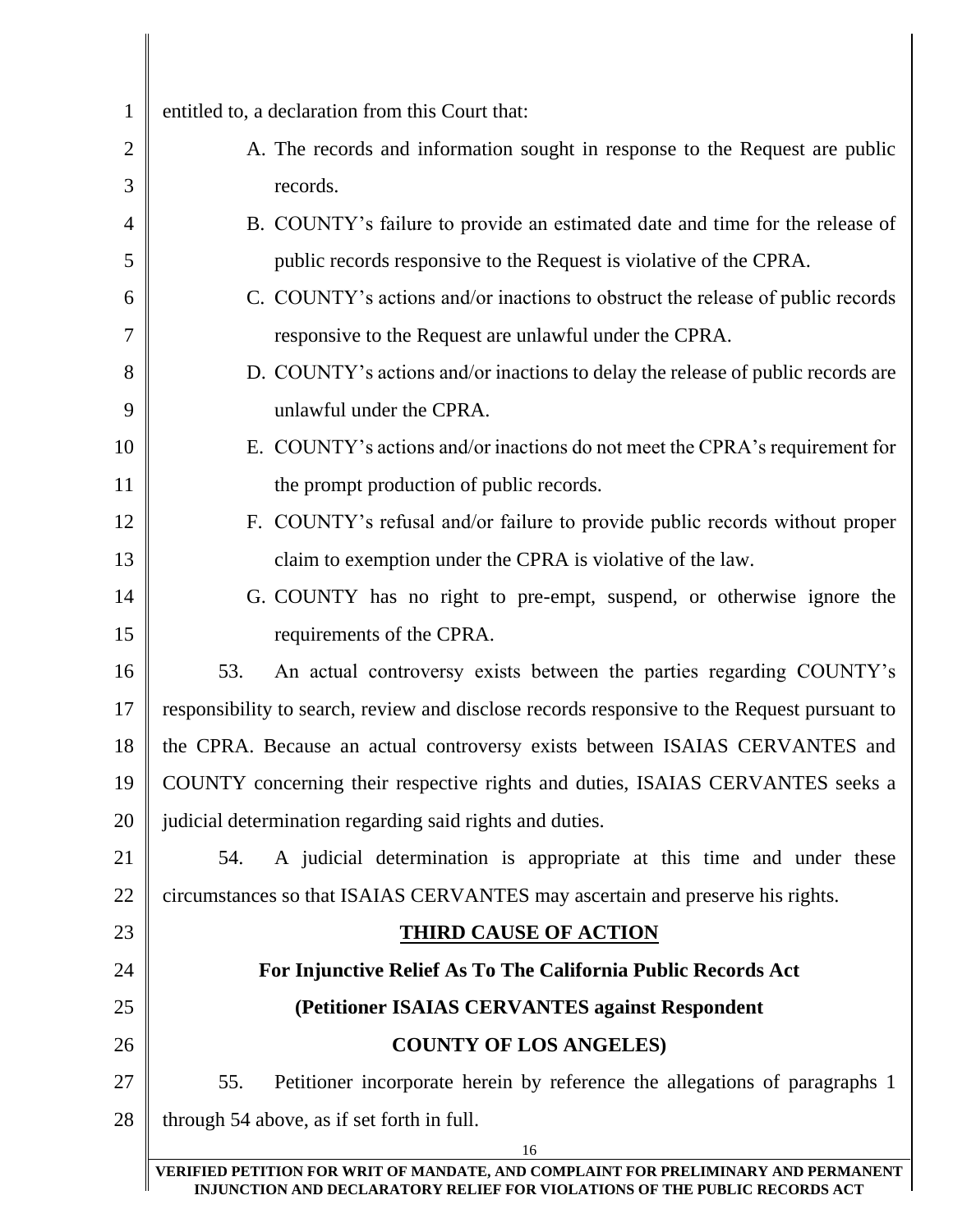entitled to, a declaration from this Court that:

A. The records and information sought in response to the Request are public records.

B. COUNTY's failure to provide an estimated date and time for the release of public records responsive to the Request is violative of the CPRA.

C. COUNTY's actions and/or inactions to obstruct the release of public records responsive to the Request are unlawful under the CPRA.

D. COUNTY's actions and/or inactions to delay the release of public records are unlawful under the CPRA.

E. COUNTY's actions and/or inactions do not meet the CPRA's requirement for the prompt production of public records.

F. COUNTY's refusal and/or failure to provide public records without proper claim to exemption under the CPRA is violative of the law.

G. COUNTY has no right to pre-empt, suspend, or otherwise ignore the requirements of the CPRA.

53. An actual controversy exists between the parties regarding COUNTY's responsibility to search, review and disclose records responsive to the Request pursuant to the CPRA. Because an actual controversy exists between ISAIAS CERVANTES and COUNTY concerning their respective rights and duties, ISAIAS CERVANTES seeks a judicial determination regarding said rights and duties.

54. A judicial determination is appropriate at this time and under these circumstances so that ISAIAS CERVANTES may ascertain and preserve his rights.

## THIRD CAUSE OF ACTION

**For Injunctive Relief As To The California Public Records Act**

**(Petitioner ISAIAS CERVANTES against Respondent COUNTY OF LOS ANGELES)**

55. Petitioner incorporate herein by reference the allegations of paragraphs 1 through 54 above, as if set forth in full.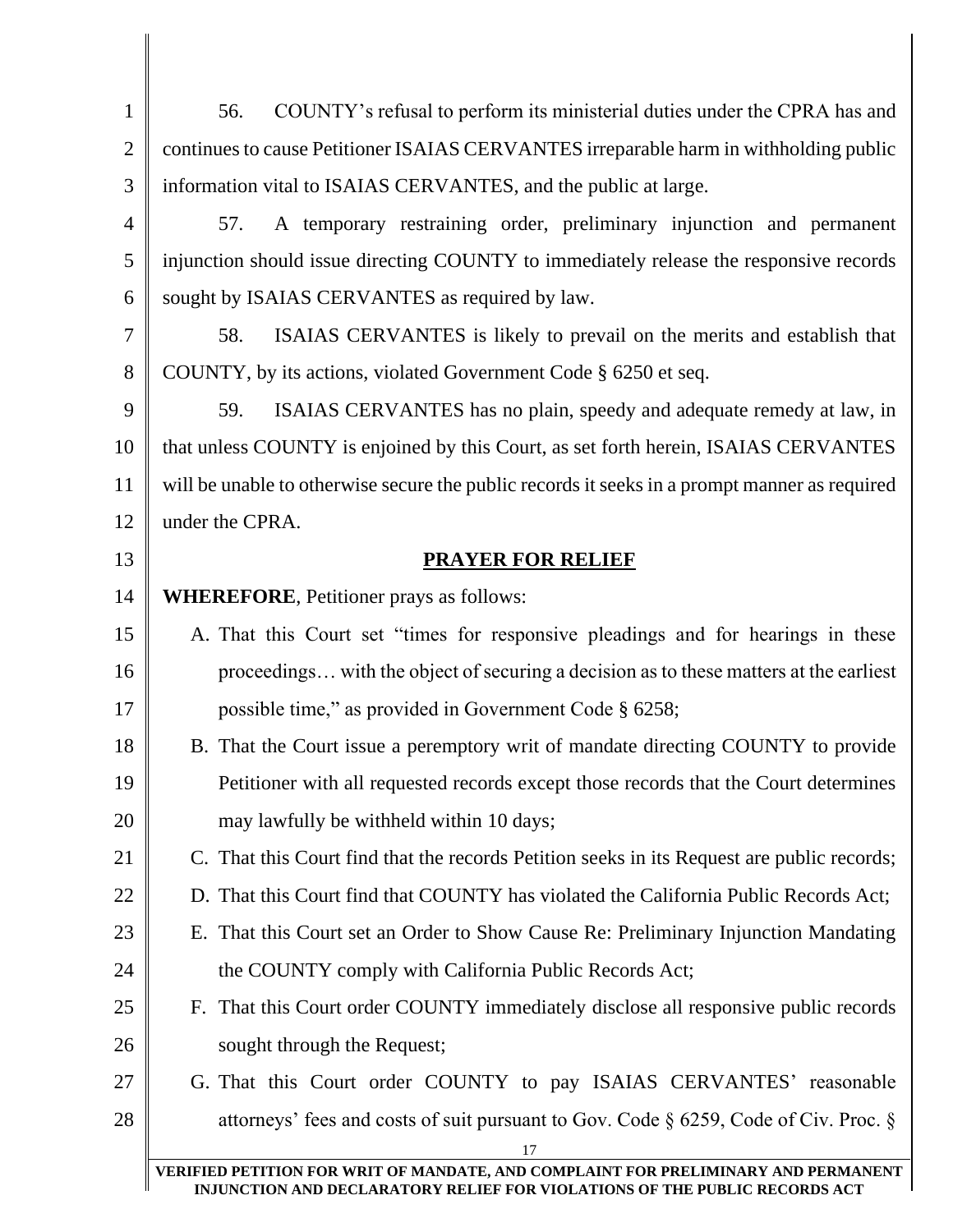56. COUNTY's refusal to perform its ministerial duties under the CPRA has and continues to cause Petitioner ISAIAS CERVANTES irreparable harm in withholding public information vital to ISAIAS CERVANTES, and the public at large.

57. A temporary restraining order, preliminary injunction and permanent injunction should issue directing COUNTY to immediately release the responsive records sought by ISAIAS CERVANTES as required by law.

58. ISAIAS CERVANTES is likely to prevail on the merits and establish that COUNTY, by its actions, violated Government Code § 6250 et seq.

59. ISAIAS CERVANTES has no plain, speedy and adequate remedy at law, in that unless COUNTY is enjoined by this Court, as set forth herein, ISAIAS CERVANTES will be unable to otherwise secure the public records it seeks in a prompt manner as required under the CPRA.

## PRAYER FOR RELIEF

**WHEREFORE**, Petitioner prays as follows:

A. That this Court set "times for responsive pleadings and for hearings in these proceedings… with the object of securing a decision as to these matters at the earliest possible time," as provided in Government Code § 6258;

B. That the Court issue a peremptory writ of mandate directing COUNTY to provide Petitioner with all requested records except those records that the Court determines may lawfully be withheld within 10 days;

C. That this Court find that the records Petition seeks in its Request are public records;

D. That this Court find that COUNTY has violated the California Public Records Act;

E. That this Court set an Order to Show Cause Re: Preliminary Injunction Mandating the COUNTY comply with California Public Records Act;

F. That this Court order COUNTY immediately disclose all responsive public records sought through the Request;

G. That this Court order COUNTY to pay ISAIAS CERVANTES' reasonable attorneys' fees and costs of suit pursuant to Gov. Code § 6259, Code of Civ. Proc. §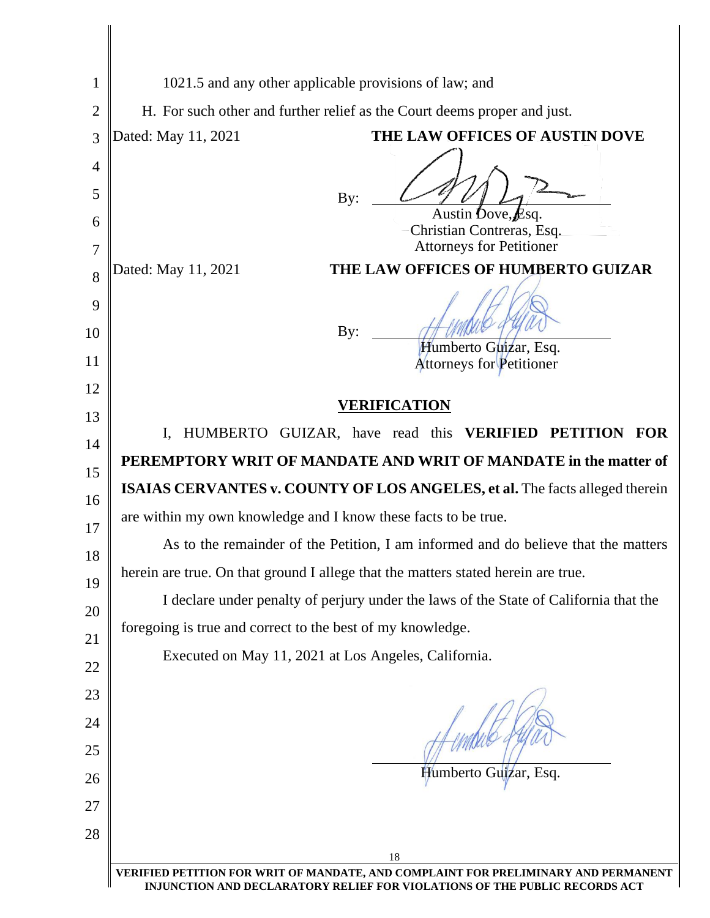1021.5 and any other applicable provisions of law; and

H. For such other and further relief as the Court deems proper and just.

Dated: May 11, 2021 **THE LAW OFFICES OF AUSTIN DOVE**

By: ______________________
Austin Dove, Esq.
Christian Contreras, Esq.
Attorneys for Petitioner

Dated: May 11, 2021 **THE LAW OFFICES OF HUMBERTO GUIZAR**

By: ______________________
Humberto Guizar, Esq.
Attorneys for Petitioner

## VERIFICATION

I, HUMBERTO GUIZAR, have read this **VERIFIED PETITION FOR PEREMPTORY WRIT OF MANDATE AND WRIT OF MANDATE in the matter of ISAIAS CERVANTES v. COUNTY OF LOS ANGELES, et al.** The facts alleged therein are within my own knowledge and I know these facts to be true.

As to the remainder of the Petition, I am informed and do believe that the matters herein are true. On that ground I allege that the matters stated herein are true.

I declare under penalty of perjury under the laws of the State of California that the foregoing is true and correct to the best of my knowledge.

Executed on May 11, 2021 at Los Angeles, California.

______________________
Humberto Guizar, Esq.